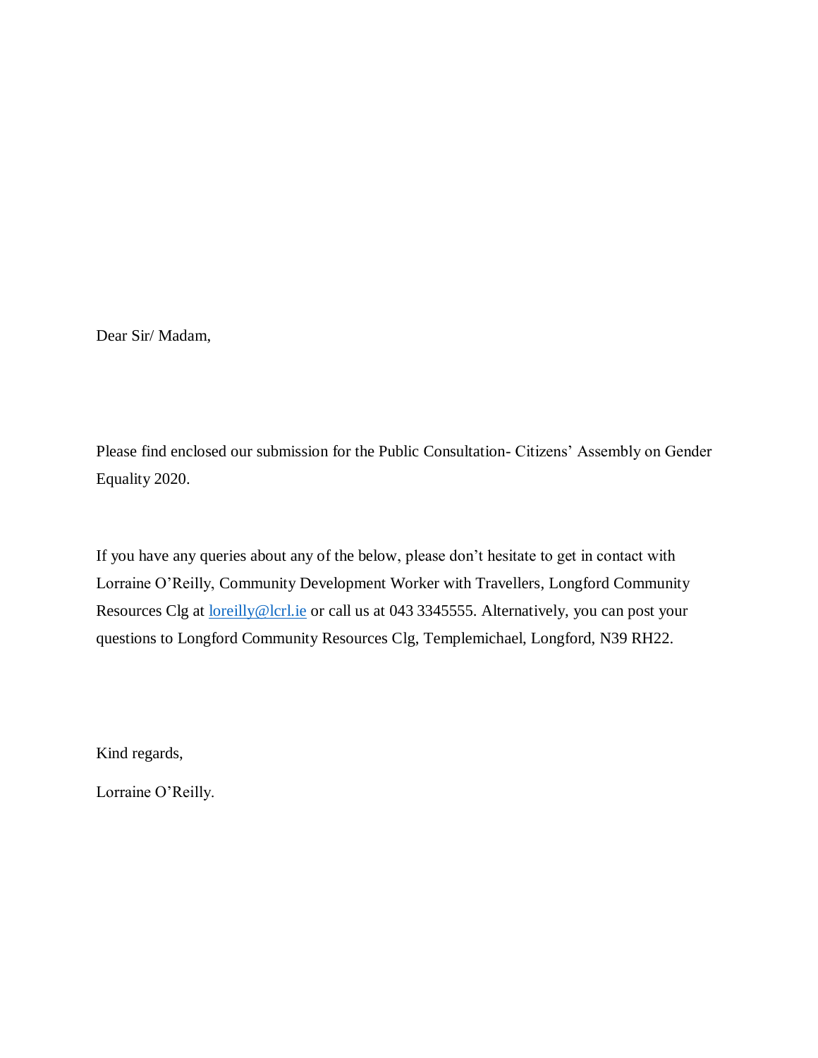Dear Sir/ Madam,

Please find enclosed our submission for the Public Consultation- Citizens' Assembly on Gender Equality 2020.

If you have any queries about any of the below, please don't hesitate to get in contact with Lorraine O'Reilly, Community Development Worker with Travellers, Longford Community Resources Clg at loreilly@lcrl.ie or call us at 043 3345555. Alternatively, you can post your questions to Longford Community Resources Clg, Templemichael, Longford, N39 RH22.

Kind regards,

Lorraine O'Reilly.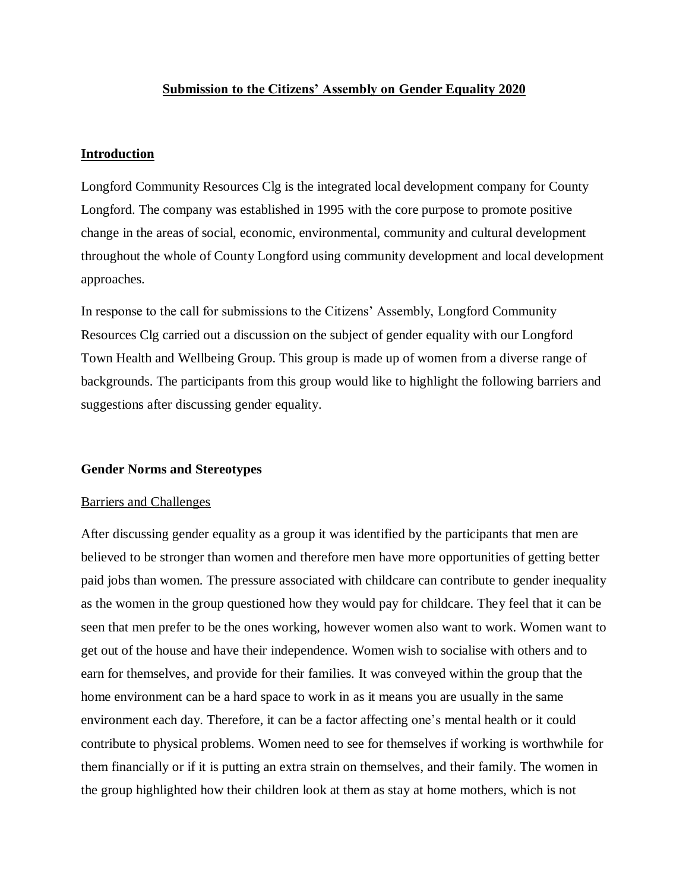**Submission to the Citizens' Assembly on Gender Equality 2020**

## Introduction

Longford Community Resources Clg is the integrated local development company for County Longford. The company was established in 1995 with the core purpose to promote positive change in the areas of social, economic, environmental, community and cultural development throughout the whole of County Longford using community development and local development approaches.

In response to the call for submissions to the Citizens' Assembly, Longford Community Resources Clg carried out a discussion on the subject of gender equality with our Longford Town Health and Wellbeing Group. This group is made up of women from a diverse range of backgrounds. The participants from this group would like to highlight the following barriers and suggestions after discussing gender equality.

### Gender Norms and Stereotypes

#### Barriers and Challenges

After discussing gender equality as a group it was identified by the participants that men are believed to be stronger than women and therefore men have more opportunities of getting better paid jobs than women. The pressure associated with childcare can contribute to gender inequality as the women in the group questioned how they would pay for childcare. They feel that it can be seen that men prefer to be the ones working, however women also want to work. Women want to get out of the house and have their independence. Women wish to socialise with others and to earn for themselves, and provide for their families. It was conveyed within the group that the home environment can be a hard space to work in as it means you are usually in the same environment each day. Therefore, it can be a factor affecting one's mental health or it could contribute to physical problems. Women need to see for themselves if working is worthwhile for them financially or if it is putting an extra strain on themselves, and their family. The women in the group highlighted how their children look at them as stay at home mothers, which is not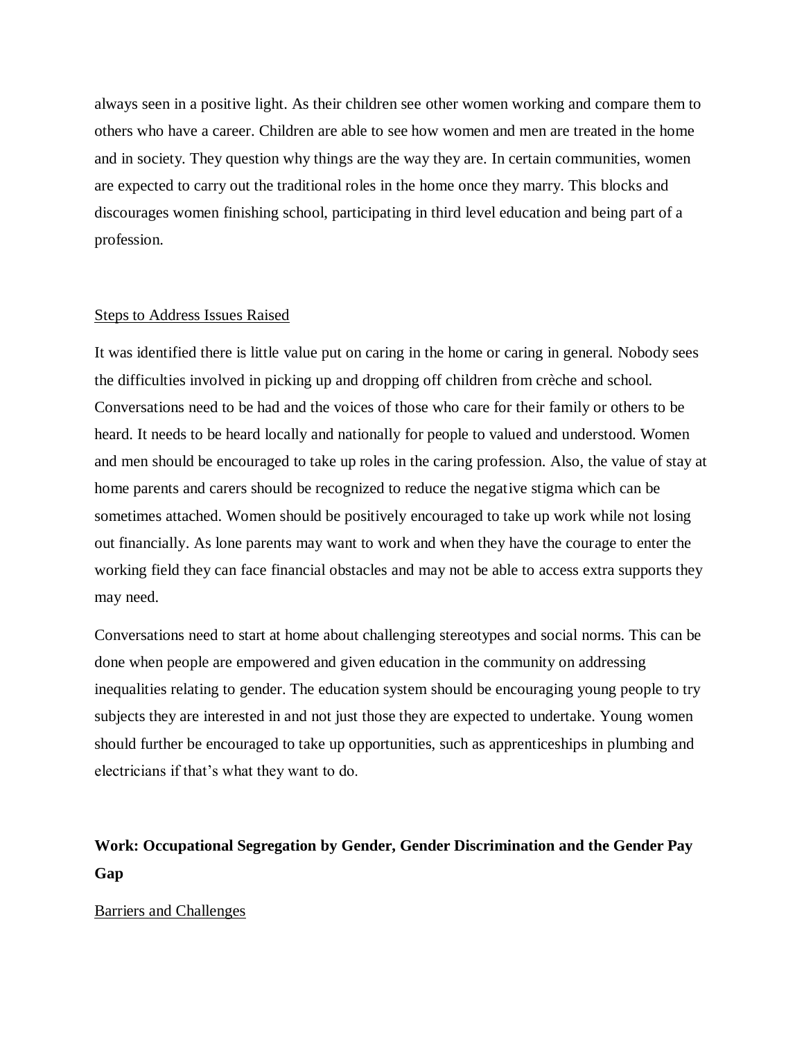always seen in a positive light. As their children see other women working and compare them to others who have a career. Children are able to see how women and men are treated in the home and in society. They question why things are the way they are. In certain communities, women are expected to carry out the traditional roles in the home once they marry. This blocks and discourages women finishing school, participating in third level education and being part of a profession.

Steps to Address Issues Raised

It was identified there is little value put on caring in the home or caring in general. Nobody sees the difficulties involved in picking up and dropping off children from crèche and school. Conversations need to be had and the voices of those who care for their family or others to be heard. It needs to be heard locally and nationally for people to valued and understood. Women and men should be encouraged to take up roles in the caring profession. Also, the value of stay at home parents and carers should be recognized to reduce the negative stigma which can be sometimes attached. Women should be positively encouraged to take up work while not losing out financially. As lone parents may want to work and when they have the courage to enter the working field they can face financial obstacles and may not be able to access extra supports they may need.

Conversations need to start at home about challenging stereotypes and social norms. This can be done when people are empowered and given education in the community on addressing inequalities relating to gender. The education system should be encouraging young people to try subjects they are interested in and not just those they are expected to undertake. Young women should further be encouraged to take up opportunities, such as apprenticeships in plumbing and electricians if that's what they want to do.

## Work: Occupational Segregation by Gender, Gender Discrimination and the Gender Pay Gap

Barriers and Challenges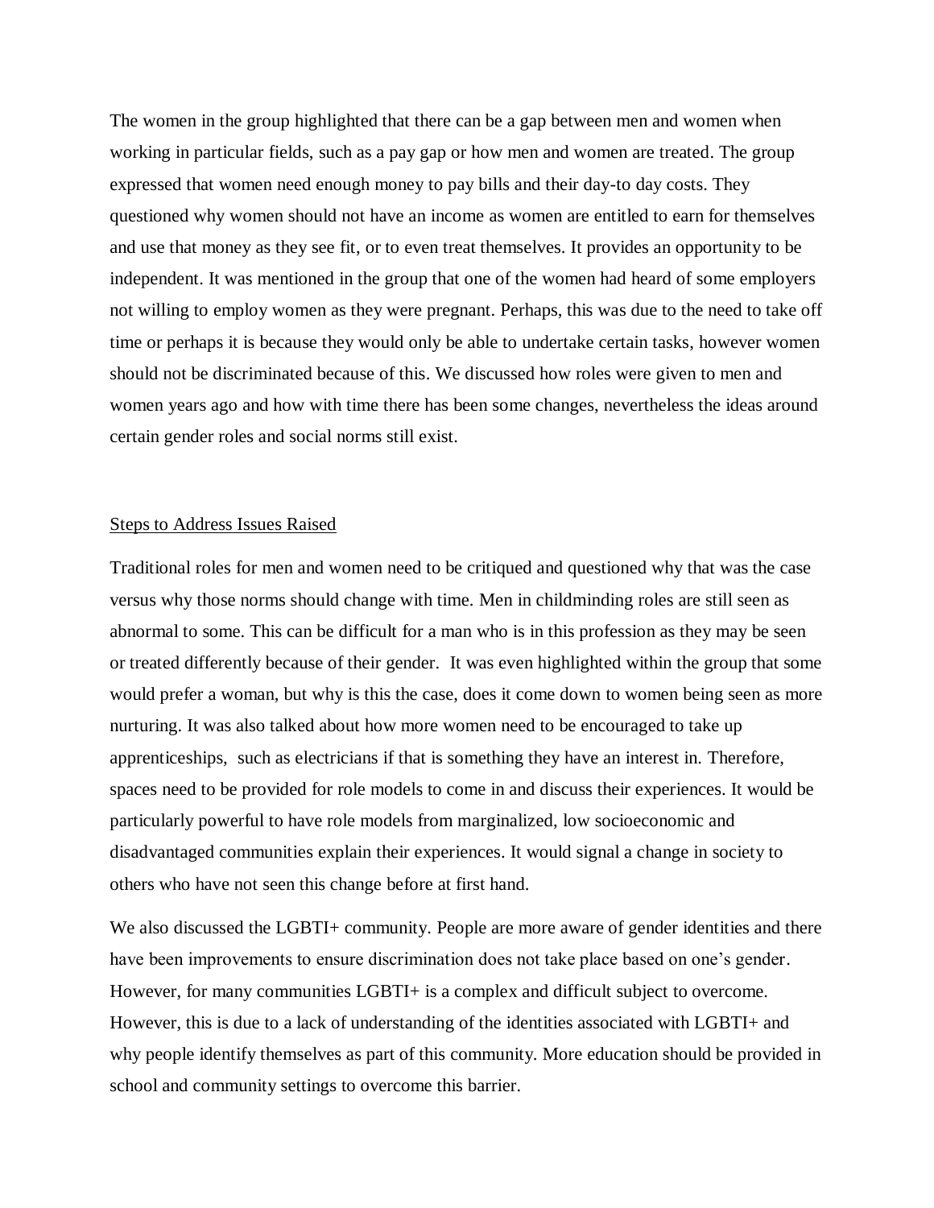The women in the group highlighted that there can be a gap between men and women when working in particular fields, such as a pay gap or how men and women are treated. The group expressed that women need enough money to pay bills and their day-to day costs. They questioned why women should not have an income as women are entitled to earn for themselves and use that money as they see fit, or to even treat themselves. It provides an opportunity to be independent. It was mentioned in the group that one of the women had heard of some employers not willing to employ women as they were pregnant. Perhaps, this was due to the need to take off time or perhaps it is because they would only be able to undertake certain tasks, however women should not be discriminated because of this. We discussed how roles were given to men and women years ago and how with time there has been some changes, nevertheless the ideas around certain gender roles and social norms still exist.

<u>Steps to Address Issues Raised</u>

Traditional roles for men and women need to be critiqued and questioned why that was the case versus why those norms should change with time. Men in childminding roles are still seen as abnormal to some. This can be difficult for a man who is in this profession as they may be seen or treated differently because of their gender. It was even highlighted within the group that some would prefer a woman, but why is this the case, does it come down to women being seen as more nurturing. It was also talked about how more women need to be encouraged to take up apprenticeships, such as electricians if that is something they have an interest in. Therefore, spaces need to be provided for role models to come in and discuss their experiences. It would be particularly powerful to have role models from marginalized, low socioeconomic and disadvantaged communities explain their experiences. It would signal a change in society to others who have not seen this change before at first hand.

We also discussed the LGBTI+ community. People are more aware of gender identities and there have been improvements to ensure discrimination does not take place based on one's gender. However, for many communities LGBTI+ is a complex and difficult subject to overcome. However, this is due to a lack of understanding of the identities associated with LGBTI+ and why people identify themselves as part of this community. More education should be provided in school and community settings to overcome this barrier.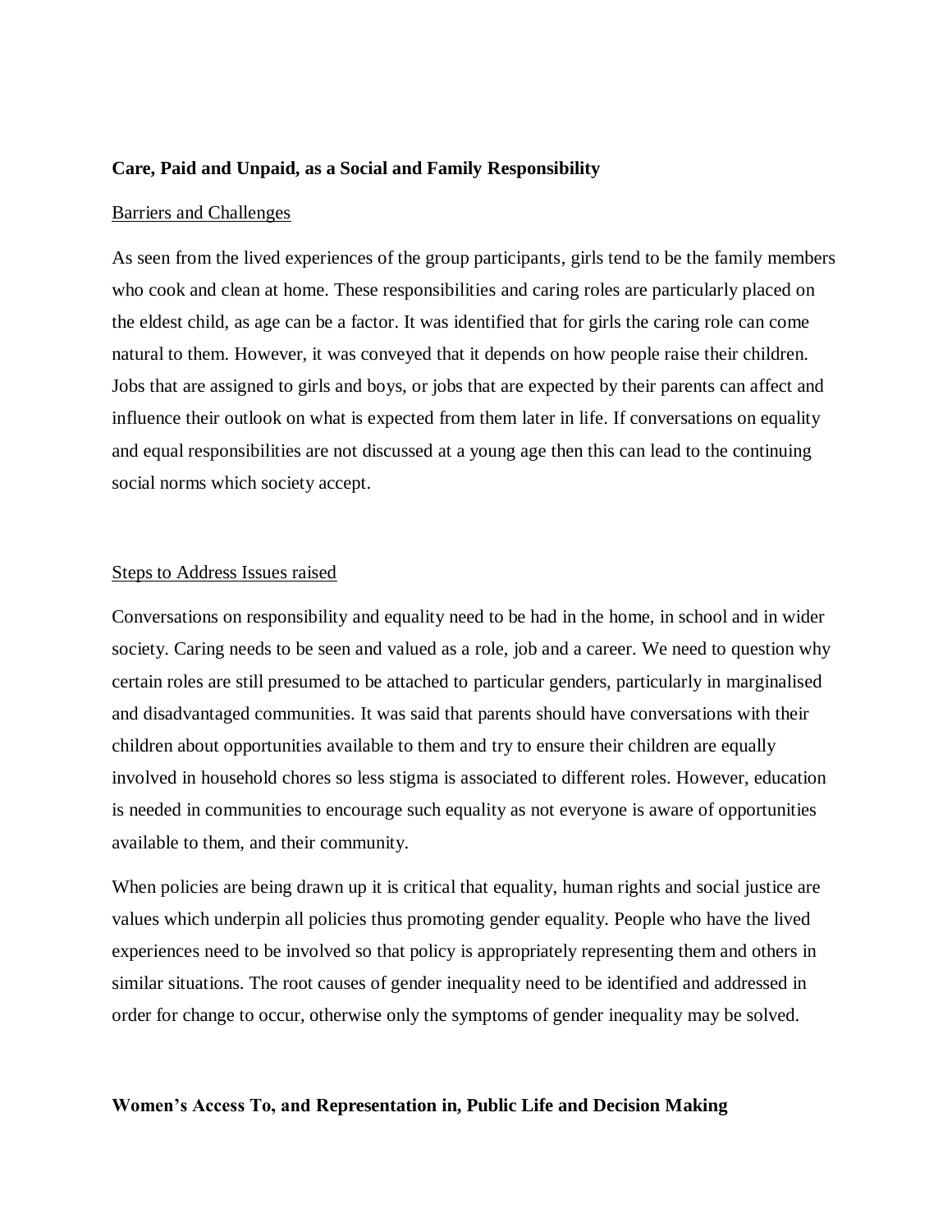**Care, Paid and Unpaid, as a Social and Family Responsibility**

<u>Barriers and Challenges</u>

As seen from the lived experiences of the group participants, girls tend to be the family members who cook and clean at home. These responsibilities and caring roles are particularly placed on the eldest child, as age can be a factor. It was identified that for girls the caring role can come natural to them. However, it was conveyed that it depends on how people raise their children. Jobs that are assigned to girls and boys, or jobs that are expected by their parents can affect and influence their outlook on what is expected from them later in life. If conversations on equality and equal responsibilities are not discussed at a young age then this can lead to the continuing social norms which society accept.

<u>Steps to Address Issues raised</u>

Conversations on responsibility and equality need to be had in the home, in school and in wider society. Caring needs to be seen and valued as a role, job and a career. We need to question why certain roles are still presumed to be attached to particular genders, particularly in marginalised and disadvantaged communities. It was said that parents should have conversations with their children about opportunities available to them and try to ensure their children are equally involved in household chores so less stigma is associated to different roles. However, education is needed in communities to encourage such equality as not everyone is aware of opportunities available to them, and their community.

When policies are being drawn up it is critical that equality, human rights and social justice are values which underpin all policies thus promoting gender equality. People who have the lived experiences need to be involved so that policy is appropriately representing them and others in similar situations. The root causes of gender inequality need to be identified and addressed in order for change to occur, otherwise only the symptoms of gender inequality may be solved.

**Women's Access To, and Representation in, Public Life and Decision Making**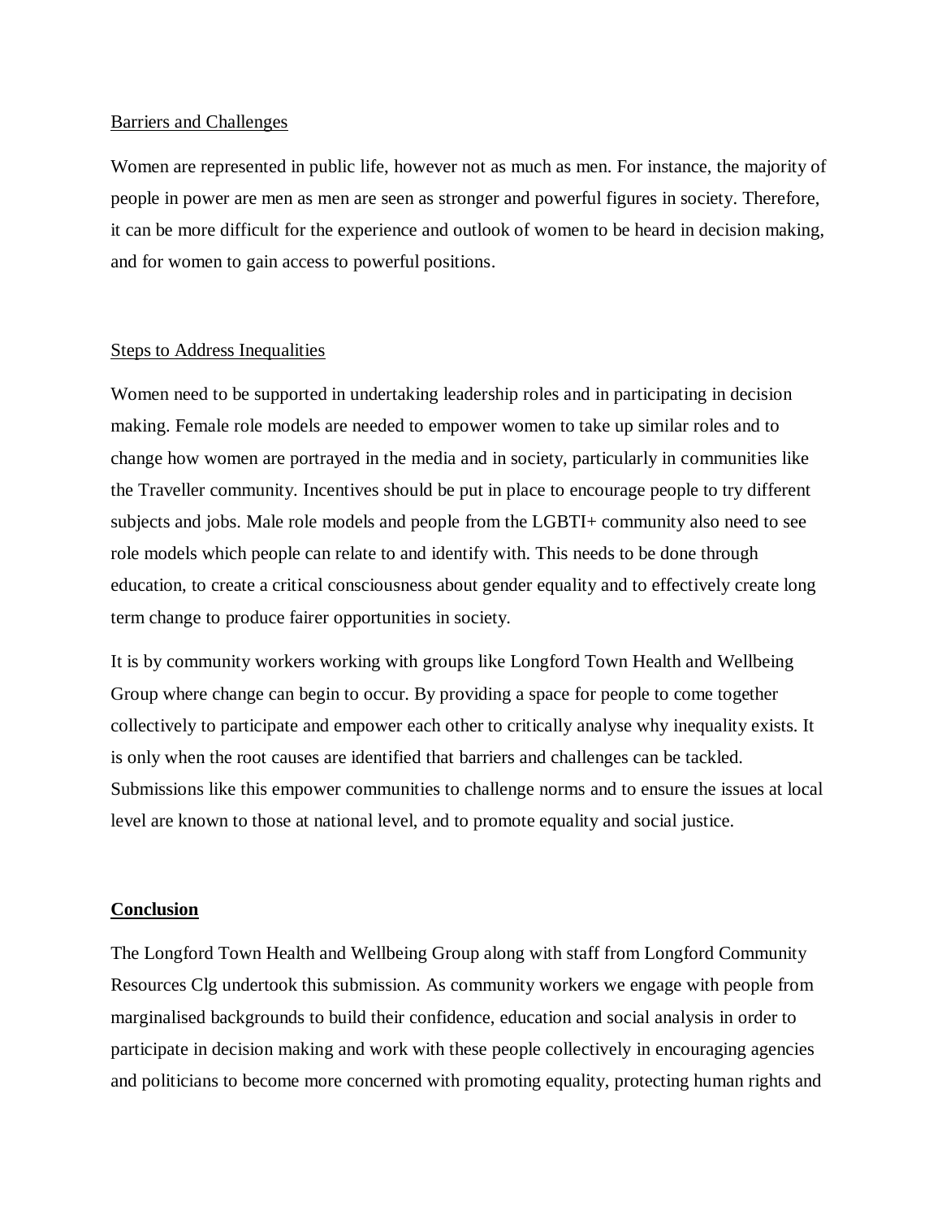<u>Barriers and Challenges</u>

Women are represented in public life, however not as much as men. For instance, the majority of people in power are men as men are seen as stronger and powerful figures in society. Therefore, it can be more difficult for the experience and outlook of women to be heard in decision making, and for women to gain access to powerful positions.

<u>Steps to Address Inequalities</u>

Women need to be supported in undertaking leadership roles and in participating in decision making. Female role models are needed to empower women to take up similar roles and to change how women are portrayed in the media and in society, particularly in communities like the Traveller community. Incentives should be put in place to encourage people to try different subjects and jobs. Male role models and people from the LGBTI+ community also need to see role models which people can relate to and identify with. This needs to be done through education, to create a critical consciousness about gender equality and to effectively create long term change to produce fairer opportunities in society.

It is by community workers working with groups like Longford Town Health and Wellbeing Group where change can begin to occur. By providing a space for people to come together collectively to participate and empower each other to critically analyse why inequality exists. It is only when the root causes are identified that barriers and challenges can be tackled. Submissions like this empower communities to challenge norms and to ensure the issues at local level are known to those at national level, and to promote equality and social justice.

## Conclusion

The Longford Town Health and Wellbeing Group along with staff from Longford Community Resources Clg undertook this submission. As community workers we engage with people from marginalised backgrounds to build their confidence, education and social analysis in order to participate in decision making and work with these people collectively in encouraging agencies and politicians to become more concerned with promoting equality, protecting human rights and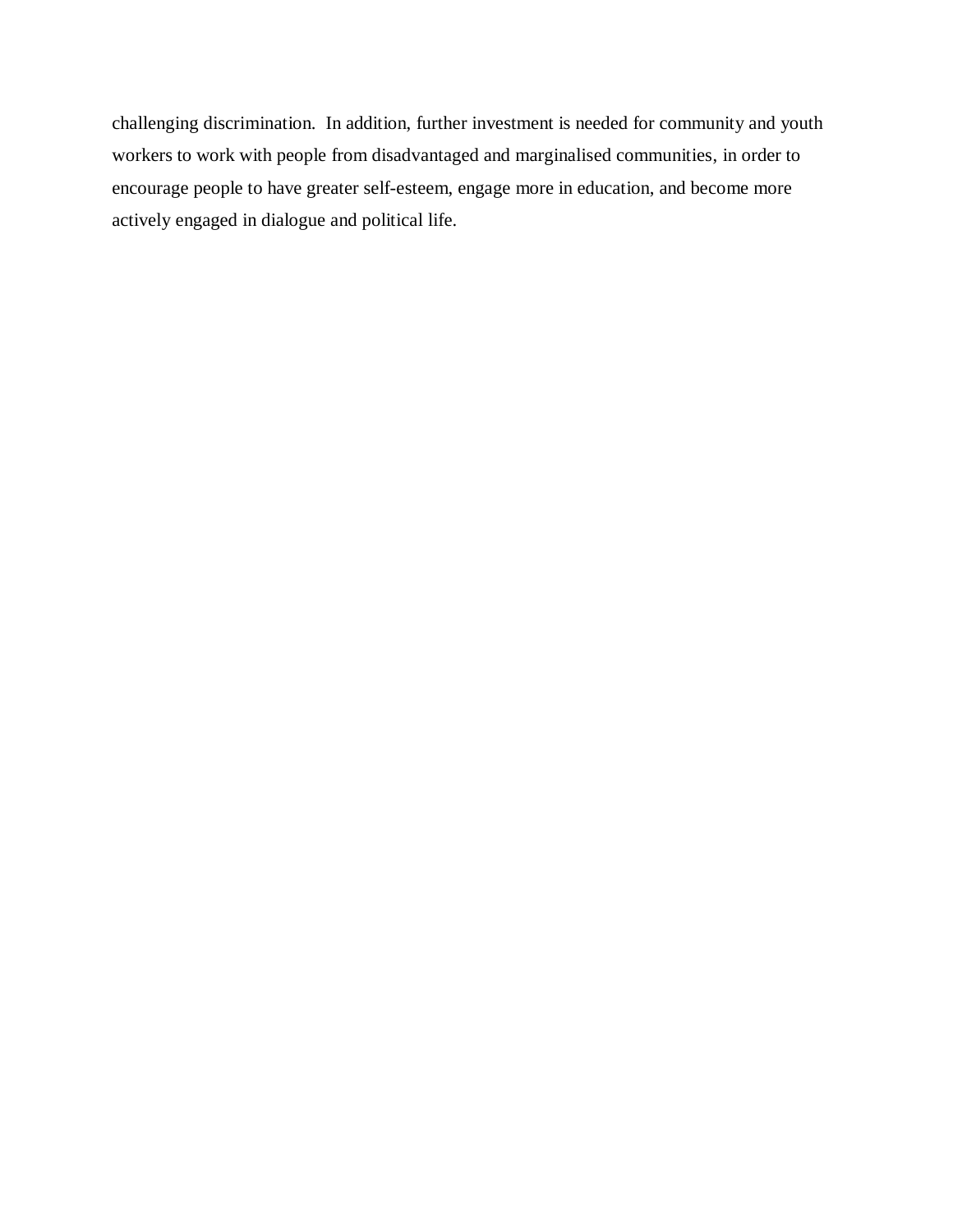challenging discrimination. In addition, further investment is needed for community and youth workers to work with people from disadvantaged and marginalised communities, in order to encourage people to have greater self-esteem, engage more in education, and become more actively engaged in dialogue and political life.